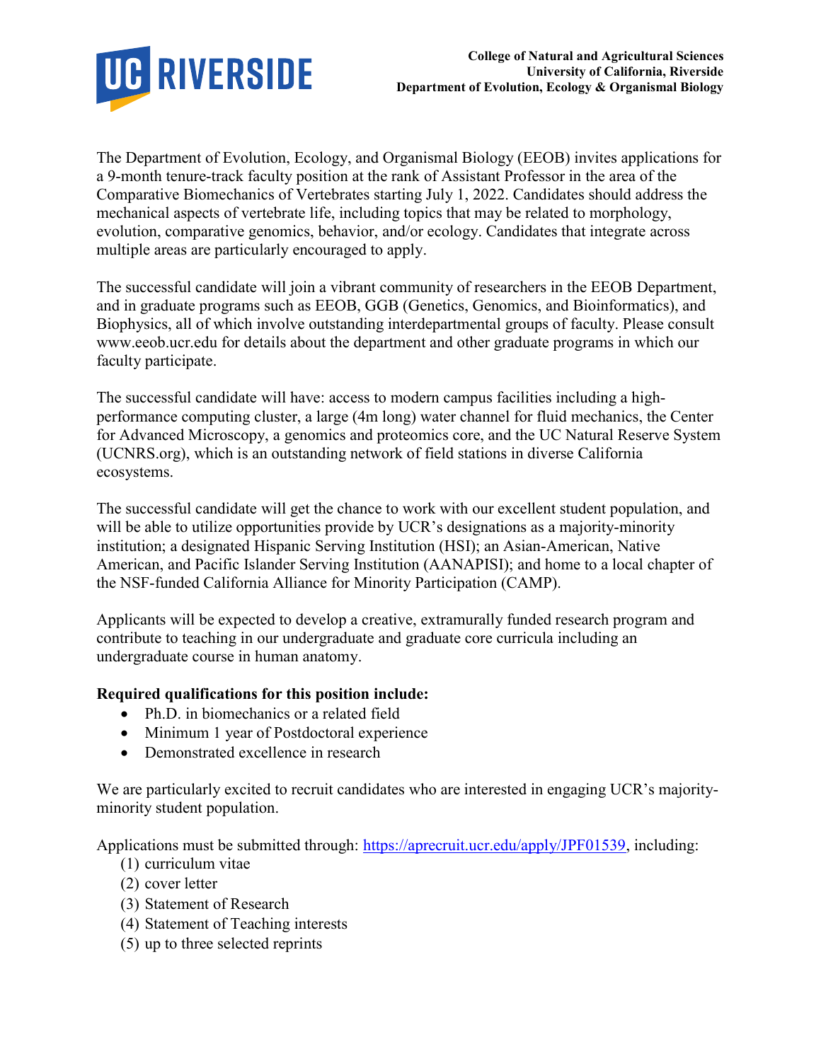**College of Natural and Agricultural Sciences**
**University of California, Riverside**
**Department of Evolution, Ecology & Organismal Biology**

The Department of Evolution, Ecology, and Organismal Biology (EEOB) invites applications for a 9-month tenure-track faculty position at the rank of Assistant Professor in the area of the Comparative Biomechanics of Vertebrates starting July 1, 2022. Candidates should address the mechanical aspects of vertebrate life, including topics that may be related to morphology, evolution, comparative genomics, behavior, and/or ecology. Candidates that integrate across multiple areas are particularly encouraged to apply.

The successful candidate will join a vibrant community of researchers in the EEOB Department, and in graduate programs such as EEOB, GGB (Genetics, Genomics, and Bioinformatics), and Biophysics, all of which involve outstanding interdepartmental groups of faculty. Please consult www.eeob.ucr.edu for details about the department and other graduate programs in which our faculty participate.

The successful candidate will have: access to modern campus facilities including a high-performance computing cluster, a large (4m long) water channel for fluid mechanics, the Center for Advanced Microscopy, a genomics and proteomics core, and the UC Natural Reserve System (UCNRS.org), which is an outstanding network of field stations in diverse California ecosystems.

The successful candidate will get the chance to work with our excellent student population, and will be able to utilize opportunities provide by UCR's designations as a majority-minority institution; a designated Hispanic Serving Institution (HSI); an Asian-American, Native American, and Pacific Islander Serving Institution (AANAPISI); and home to a local chapter of the NSF-funded California Alliance for Minority Participation (CAMP).

Applicants will be expected to develop a creative, extramurally funded research program and contribute to teaching in our undergraduate and graduate core curricula including an undergraduate course in human anatomy.

**Required qualifications for this position include:**

- Ph.D. in biomechanics or a related field
- Minimum 1 year of Postdoctoral experience
- Demonstrated excellence in research

We are particularly excited to recruit candidates who are interested in engaging UCR's majority-minority student population.

Applications must be submitted through: https://aprecruit.ucr.edu/apply/JPF01539, including:

(1) curriculum vitae
(2) cover letter
(3) Statement of Research
(4) Statement of Teaching interests
(5) up to three selected reprints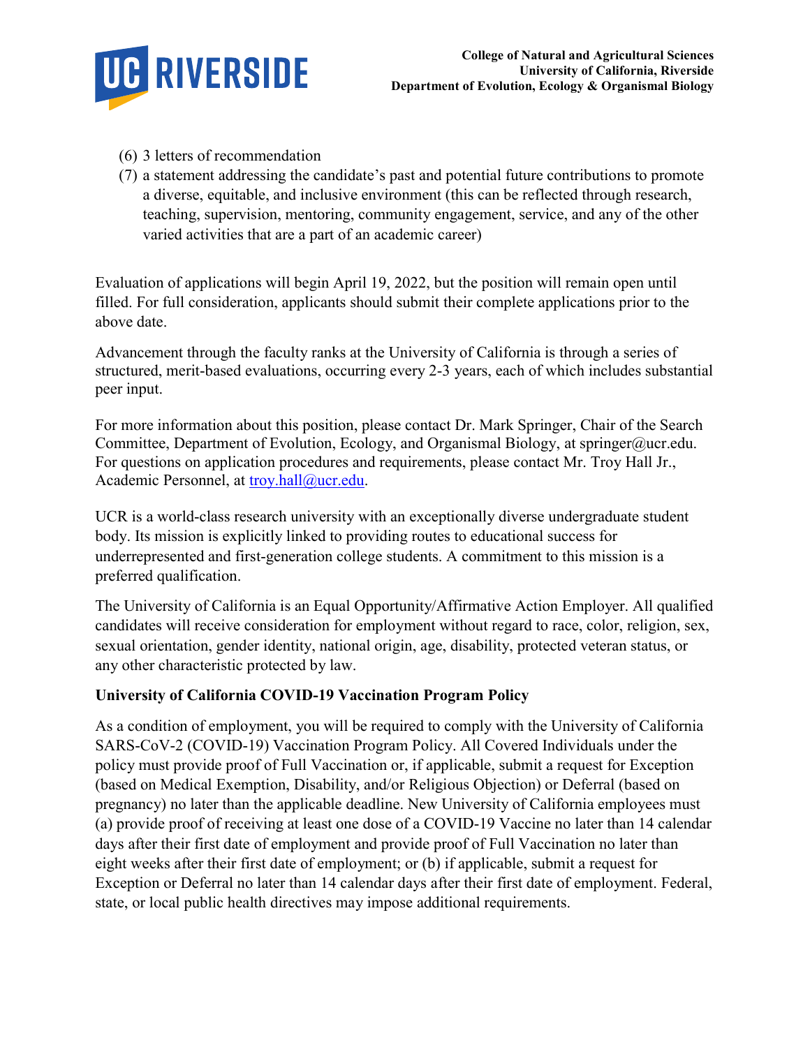(6) 3 letters of recommendation

(7) a statement addressing the candidate's past and potential future contributions to promote a diverse, equitable, and inclusive environment (this can be reflected through research, teaching, supervision, mentoring, community engagement, service, and any of the other varied activities that are a part of an academic career)

Evaluation of applications will begin April 19, 2022, but the position will remain open until filled. For full consideration, applicants should submit their complete applications prior to the above date.

Advancement through the faculty ranks at the University of California is through a series of structured, merit-based evaluations, occurring every 2-3 years, each of which includes substantial peer input.

For more information about this position, please contact Dr. Mark Springer, Chair of the Search Committee, Department of Evolution, Ecology, and Organismal Biology, at springer@ucr.edu. For questions on application procedures and requirements, please contact Mr. Troy Hall Jr., Academic Personnel, at troy.hall@ucr.edu.

UCR is a world-class research university with an exceptionally diverse undergraduate student body. Its mission is explicitly linked to providing routes to educational success for underrepresented and first-generation college students. A commitment to this mission is a preferred qualification.

The University of California is an Equal Opportunity/Affirmative Action Employer. All qualified candidates will receive consideration for employment without regard to race, color, religion, sex, sexual orientation, gender identity, national origin, age, disability, protected veteran status, or any other characteristic protected by law.

**University of California COVID-19 Vaccination Program Policy**

As a condition of employment, you will be required to comply with the University of California SARS-CoV-2 (COVID-19) Vaccination Program Policy. All Covered Individuals under the policy must provide proof of Full Vaccination or, if applicable, submit a request for Exception (based on Medical Exemption, Disability, and/or Religious Objection) or Deferral (based on pregnancy) no later than the applicable deadline. New University of California employees must (a) provide proof of receiving at least one dose of a COVID-19 Vaccine no later than 14 calendar days after their first date of employment and provide proof of Full Vaccination no later than eight weeks after their first date of employment; or (b) if applicable, submit a request for Exception or Deferral no later than 14 calendar days after their first date of employment. Federal, state, or local public health directives may impose additional requirements.